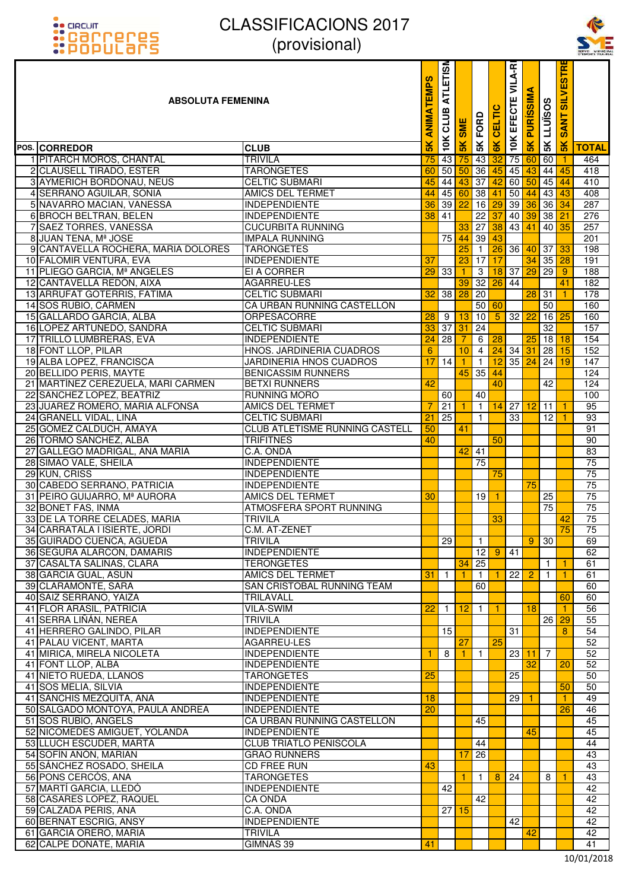# CLASSIFICACIONS 2017
## (provisional)

| POS. | ABSOLUTA FEMENINA CORREDOR | CLUB | 5K ANIMATEMPS | 10K CLUB ATLETISM | 5K SME | 5K FORD | 6K CELTIC | 10K EFECTE VILA-RE | 5K PURÍSSIMA | 5K LLUÏSOS | 5K SANT SILVESTRE | TOTAL |
|---|---|---|---|---|---|---|---|---|---|---|---|---|
| 1 | PITARCH MOROS, CHANTAL | TRIVILA | 75 | 43 | 75 | 43 | 32 | 75 | 60 | 60 | 1 | 464 |
| 2 | CLAUSELL TIRADO, ESTER | TARONGETES | 60 | 50 | 50 | 36 | 45 | 45 | 43 | 44 | 45 | 418 |
| 3 | AYMERICH BORDONAU, NEUS | CELTIC SUBMARI | 45 | 44 | 43 | 37 | 42 | 60 | 50 | 45 | 44 | 410 |
| 4 | SERRANO AGUILAR, SONIA | AMICS DEL TERMET | 44 | 45 | 60 | 38 | 41 | 50 | 44 | 43 | 43 | 408 |
| 5 | NAVARRO MACIAN, VANESSA | INDEPENDIENTE | 36 | 39 | 22 | 16 | 29 | 39 | 36 | 36 | 34 | 287 |
| 6 | BROCH BELTRAN, BELEN | INDEPENDIENTE | 38 | 41 | | 22 | 37 | 40 | 39 | 38 | 21 | 276 |
| 7 | SAEZ TORRES, VANESSA | CUCURBITA RUNNING | | | 33 | 27 | 38 | 43 | 41 | 40 | 35 | 257 |
| 8 | JUAN TENA, Mª JOSE | IMPALA RUNNING | | 75 | 44 | 39 | 43 | | | | | 201 |
| 9 | CANTAVELLA ROCHERA, MARIA DOLORES | TARONGETES | | | 25 | 1 | 26 | 36 | 40 | 37 | 33 | 198 |
| 10 | FALOMIR VENTURA, EVA | INDEPENDIENTE | 37 | | 23 | 17 | 17 | | 34 | 35 | 28 | 191 |
| 11 | PLIEGO GARCIA, Mª ANGELES | EI A CORRER | 29 | 33 | 1 | 3 | 18 | 37 | 29 | 29 | 9 | 188 |
| 12 | CANTAVELLA REDON, AIXA | AGARREU-LES | | | 39 | 32 | 26 | 44 | | | 41 | 182 |
| 13 | ARRUFAT GOTERRIS, FATIMA | CELTIC SUBMARI | 32 | 38 | 28 | 20 | | | 28 | 31 | 1 | 178 |
| 14 | SOS RUBIO, CARMEN | CA URBAN RUNNING CASTELLON | | | | 50 | 60 | | | 50 | | 160 |
| 15 | GALLARDO GARCIA, ALBA | ORPESACORRE | 28 | 9 | 13 | 10 | 5 | 32 | 22 | 16 | 25 | 160 |
| 16 | LOPEZ ARTUÑEDO, SANDRA | CELTIC SUBMARI | 33 | 37 | 31 | 24 | | | | 32 | | 157 |
| 17 | TRILLO LUMBRERAS, EVA | INDEPENDIENTE | 24 | 28 | 7 | 6 | 28 | | 25 | 18 | 18 | 154 |
| 18 | FONT LLOP, PILAR | HNOS. JARDINERIA CUADROS | 6 | | 10 | 4 | 24 | 34 | 31 | 28 | 15 | 152 |
| 19 | ALBA LOPEZ, FRANCISCA | JARDINERIA HNOS CUADROS | 17 | 14 | 1 | 1 | 12 | 35 | 24 | 24 | 19 | 147 |
| 20 | BELLIDO PERIS, MAYTE | BENICASSIM RUNNERS | | | 45 | 35 | 44 | | | | | 124 |
| 21 | MARTINEZ CEREZUELA, MARI CARMEN | BETXI RUNNERS | 42 | | | | 40 | | | 42 | | 124 |
| 22 | SANCHEZ LOPEZ, BEATRIZ | RUNNING MORO | | 60 | | 40 | | | | | | 100 |
| 23 | JUAREZ ROMERO, MARIA ALFONSA | AMICS DEL TERMET | 7 | 21 | 1 | 1 | 14 | 27 | 12 | 11 | 1 | 95 |
| 24 | GRANELL VIDAL, LINA | CELTIC SUBMARI | 21 | 25 | | 1 | | 33 | | 12 | 1 | 93 |
| 25 | GÓMEZ CALDUCH, AMAYA | CLUB ATLETISME RUNNING CASTELL | 50 | | 41 | | | | | | | 91 |
| 26 | TORMO SANCHEZ, ALBA | TRIFITNES | 40 | | | | 50 | | | | | 90 |
| 27 | GALLEGO MADRIGAL, ANA MARIA | C.A. ONDA | | | 42 | 41 | | | | | | 83 |
| 28 | SIMAO VALE, SHEILA | INDEPENDIENTE | | | | 75 | | | | | | 75 |
| 29 | KUN, CRISS | INDEPENDIENTE | | | | | 75 | | | | | 75 |
| 30 | CABEDO SERRANO, PATRICIA | INDEPENDIENTE | | | | | | | 75 | | | 75 |
| 31 | PEIRO GUIJARRO, Mª AURORA | AMICS DEL TERMET | 30 | | | 19 | 1 | | | 25 | | 75 |
| 32 | BONET FAS, INMA | ATMOSFERA SPORT RUNNING | | | | | | | | 75 | | 75 |
| 33 | DE LA TORRE CELADES, MARIA | TRIVILA | | | | | 33 | | | | 42 | 75 |
| 34 | CARRATALA I ISIERTE, JORDI | C.M. AT-ZENET | | | | | | | | | 75 | 75 |
| 35 | GUIRADO CUENCA, AGUEDA | TRIVILA | | 29 | | 1 | | | 9 | 30 | | 69 |
| 36 | SEGURA ALARCON, DAMARIS | INDEPENDIENTE | | | | 12 | 9 | 41 | | | | 62 |
| 37 | CASALTA SALINAS, CLARA | TERONGETES | | | 34 | 25 | | | | 1 | 1 | 61 |
| 38 | GARCIA GUAL, ASUN | AMICS DEL TERMET | 31 | 1 | 1 | 1 | 1 | 22 | 2 | 1 | 1 | 61 |
| 39 | CLARAMONTE, SARA | SAN CRISTOBAL RUNNING TEAM | | | | 60 | | | | | | 60 |
| 40 | SAIZ SERRANO, YAIZA | TRILAVALL | | | | | | | | | 60 | 60 |
| 41 | FLOR ARASIL, PATRICIA | VILA-SWIM | 22 | 1 | 12 | 1 | 1 | | 18 | | 1 | 56 |
| 41 | SERRA LIÑÁN, NEREA | TRIVILA | | | | | | | | 26 | 29 | 55 |
| 41 | HERRERO GALINDO, PILAR | INDEPENDIENTE | | 15 | | | | 31 | | | 8 | 54 |
| 41 | PALAU VICENT, MARTA | AGARREU-LES | | | 27 | | 25 | | | | | 52 |
| 41 | MIRICA, MIRELA NICOLETA | INDEPENDIENTE | 1 | 8 | 1 | 1 | | 23 | 11 | 7 | | 52 |
| 41 | FONT LLOP, ALBA | INDEPENDIENTE | | | | | | | 32 | | 20 | 52 |
| 41 | NIETO RUEDA, LLANOS | TARONGETES | 25 | | | | | 25 | | | | 50 |
| 41 | SOS MELIA, SILVIA | INDEPENDIENTE | | | | | | | | | 50 | 50 |
| 41 | SANCHIS MEZQUITA, ANA | INDEPENDIENTE | 18 | | | | | 29 | 1 | | 1 | 49 |
| 50 | SALGADO MONTOYA, PAULA ANDREA | INDEPENDIENTE | 20 | | | | | | | | 26 | 46 |
| 51 | SOS RUBIO, ANGELS | CA URBAN RUNNING CASTELLON | | | | 45 | | | | | | 45 |
| 52 | NICOMEDES AMIGUET, YOLANDA | INDEPENDIENTE | | | | | | | 45 | | | 45 |
| 53 | LLUCH ESCUDER, MARTA | CLUB TRIATLO PEÑISCOLA | | | | 44 | | | | | | 44 |
| 54 | SOFIN ANÓN, MARIAN | GRAO RUNNERS | | | 17 | 26 | | | | | | 43 |
| 55 | SÁNCHEZ ROSADO, SHEILA | CD FREE RUN | 43 | | | | | | | | | 43 |
| 56 | PONS CERCÓS, ANA | TARONGETES | | | 1 | 1 | 8 | 24 | | 8 | 1 | 43 |
| 57 | MARTÍ GARCIA, LLEDÓ | INDEPENDIENTE | | 42 | | | | | | | | 42 |
| 58 | CASARES LOPEZ, RAQUEL | CA ONDA | | | | 42 | | | | | | 42 |
| 59 | CALZADA PERIS, ANA | C.A. ONDA | | 27 | 15 | | | | | | | 42 |
| 60 | BERNAT ESCRIG, ANSY | INDEPENDIENTE | | | | | | 42 | | | | 42 |
| 61 | GARCIA ORERO, MARIA | TRIVILA | | | | | | | 42 | | | 42 |
| 62 | CALPE DONATE, MARIA | GIMNÁS 39 | 41 | | | | | | | | | 41 |

10/01/2018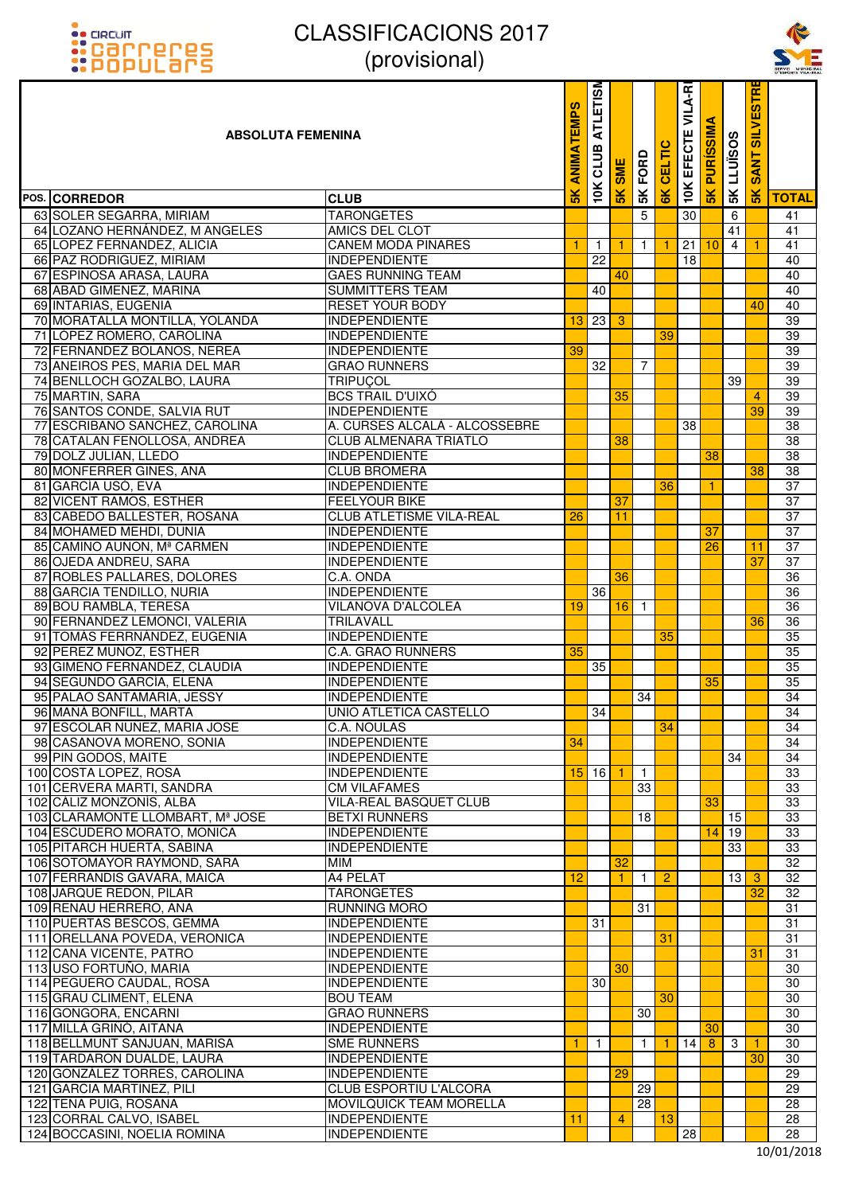# CLASSIFICACIONS 2017
## (provisional)

| POS. | CORREDOR | CLUB | 5K ANIMATEMPS | 10K CLUB ATLETISME | 5K SME | 5K FORD | 6K CELTIC | 10K EFECTE VILA-REAL | 5K PURÍSSIMA | 5K LLUÏSOS | 5K SANT SILVESTRE | TOTAL |
|---|---|---|---|---|---|---|---|---|---|---|---|---|
| **ABSOLUTA FEMENINA** | | | | | | | | | | | | |
| 63 | SOLER SEGARRA, MIRIAM | TARONGETES | | | | 5 | | 30 | | 6 | | 41 |
| 64 | LOZANO HERNÁNDEZ, M ANGELES | AMICS DEL CLOT | | | | | | | | 41 | | 41 |
| 65 | LOPEZ FERNANDEZ, ALICIA | CANEM MODA PINARES | 1 | 1 | 1 | 1 | 1 | 21 | 10 | 4 | 1 | 41 |
| 66 | PAZ RODRIGUEZ, MIRIAM | INDEPENDIENTE | | 22 | | | | 18 | | | | 40 |
| 67 | ESPINOSA ARASA, LAURA | GAES RUNNING TEAM | | | 40 | | | | | | | 40 |
| 68 | ABAD GIMENEZ, MARINA | SUMMITTERS TEAM | | 40 | | | | | | | | 40 |
| 69 | INTARIAS, EUGENIA | RESET YOUR BODY | | | | | | | | | 40 | 40 |
| 70 | MORATALLA MONTILLA, YOLANDA | INDEPENDIENTE | 13 | 23 | 3 | | | | | | | 39 |
| 71 | LOPEZ ROMERO, CAROLINA | INDEPENDIENTE | | | | | 39 | | | | | 39 |
| 72 | FERNANDEZ BOLANOS, NEREA | INDEPENDIENTE | 39 | | | | | | | | | 39 |
| 73 | ANEIROS PES, MARIA DEL MAR | GRAO RUNNERS | | 32 | | 7 | | | | | | 39 |
| 74 | BENLLOCH GOZALBO, LAURA | TRIPUÇOL | | | | | | | | 39 | | 39 |
| 75 | MARTIN, SARA | BCS TRAIL D'UIXÓ | | | 35 | | | | | | 4 | 39 |
| 76 | SANTOS CONDE, SALVIA RUT | INDEPENDIENTE | | | | | | | | | 39 | 39 |
| 77 | ESCRIBANO SANCHEZ, CAROLINA | A. CURSES ALCALÀ - ALCOSSEBRE | | | | | | 38 | | | | 38 |
| 78 | CATALAN FENOLLOSA, ANDREA | CLUB ALMENARA TRIATLO | | | 38 | | | | | | | 38 |
| 79 | DOLZ JULIAN, LLEDO | INDEPENDIENTE | | | | | | | 38 | | | 38 |
| 80 | MONFERRER GINES, ANA | CLUB BROMERA | | | | | | | | | 38 | 38 |
| 81 | GARCIA USO, EVA | INDEPENDIENTE | | | | | 36 | | 1 | | | 37 |
| 82 | VICENT RAMOS, ESTHER | FEELYOUR BIKE | | | 37 | | | | | | | 37 |
| 83 | CABEDO BALLESTER, ROSANA | CLUB ATLETISME VILA-REAL | 26 | | 11 | | | | | | | 37 |
| 84 | MOHAMED MEHDI, DUNIA | INDEPENDIENTE | | | | | | | 37 | | | 37 |
| 85 | CAMINO AUNON, Mª CARMEN | INDEPENDIENTE | | | | | | | 26 | | 11 | 37 |
| 86 | OJEDA ANDREU, SARA | INDEPENDIENTE | | | | | | | | | 37 | 37 |
| 87 | ROBLES PALLARES, DOLORES | C.A. ONDA | | | 36 | | | | | | | 36 |
| 88 | GARCIA TENDILLO, NURIA | INDEPENDIENTE | | 36 | | | | | | | | 36 |
| 89 | BOU RAMBLA, TERESA | VILANOVA D'ALCOLEA | 19 | | 16 | 1 | | | | | | 36 |
| 90 | FERNANDEZ LEMONCI, VALERIA | TRILAVALL | | | | | | | | | 36 | 36 |
| 91 | TOMAS FERRNANDEZ, EUGENIA | INDEPENDIENTE | | | | | 35 | | | | | 35 |
| 92 | PEREZ MUÑOZ, ESTHER | C.A. GRAO RUNNERS | 35 | | | | | | | | | 35 |
| 93 | GIMENO FERNANDEZ, CLAUDIA | INDEPENDIENTE | | 35 | | | | | | | | 35 |
| 94 | SEGUNDO GARCIA, ELENA | INDEPENDIENTE | | | | | | | 35 | | | 35 |
| 95 | PALAO SANTAMARIA, JESSY | INDEPENDIENTE | | | | 34 | | | | | | 34 |
| 96 | MANA BONFILL, MARTA | UNIO ATLETICA CASTELLO | | 34 | | | | | | | | 34 |
| 97 | ESCOLAR NUNEZ, MARIA JOSE | C.A. NOULAS | | | | | 34 | | | | | 34 |
| 98 | CASANOVA MORENO, SONIA | INDEPENDIENTE | 34 | | | | | | | | | 34 |
| 99 | PIN GODOS, MAITE | INDEPENDIENTE | | | | | | | | 34 | | 34 |
| 100 | COSTA LOPEZ, ROSA | INDEPENDIENTE | 15 | 16 | 1 | 1 | | | | | | 33 |
| 101 | CERVERA MARTI, SANDRA | CM VILAFAMES | | | | 33 | | | | | | 33 |
| 102 | CALIZ MONZONIS, ALBA | VILA-REAL BASQUET CLUB | | | | | | | 33 | | | 33 |
| 103 | CLARAMONTE LLOMBART, Mª JOSE | BETXI RUNNERS | | | | 18 | | | | 15 | | 33 |
| 104 | ESCUDERO MORATO, MONICA | INDEPENDIENTE | | | | | | | 14 | 19 | | 33 |
| 105 | PITARCH HUERTA, SABINA | INDEPENDIENTE | | | | | | | | 33 | | 33 |
| 106 | SOTOMAYOR RAYMOND, SARA | MIM | | | 32 | | | | | | | 32 |
| 107 | FERRANDIS GAVARA, MAICA | A4 PELAT | 12 | | 1 | 1 | 2 | | | 13 | 3 | 32 |
| 108 | JARQUE REDON, PILAR | TARONGETES | | | | | | | | | 32 | 32 |
| 109 | RENAU HERRERO, ANA | RUNNING MORO | | | | 31 | | | | | | 31 |
| 110 | PUERTAS BESCOS, GEMMA | INDEPENDIENTE | | 31 | | | | | | | | 31 |
| 111 | ORELLANA POVEDA, VERONICA | INDEPENDIENTE | | | | | 31 | | | | | 31 |
| 112 | CANA VICENTE, PATRO | INDEPENDIENTE | | | | | | | | | 31 | 31 |
| 113 | USO FORTUÑO, MARIA | INDEPENDIENTE | | | 30 | | | | | | | 30 |
| 114 | PEGUERO CAUDAL, ROSA | INDEPENDIENTE | | 30 | | | | | | | | 30 |
| 115 | GRAU CLIMENT, ELENA | BOU TEAM | | | | | 30 | | | | | 30 |
| 116 | GONGORA, ENCARNI | GRAO RUNNERS | | | | 30 | | | | | | 30 |
| 117 | MILLA GRIÑO, AITANA | INDEPENDIENTE | | | | | | | 30 | | | 30 |
| 118 | BELLMUNT SANJUAN, MARISA | SME RUNNERS | 1 | 1 | | 1 | 1 | 14 | 8 | 3 | 1 | 30 |
| 119 | TARDARON DUALDE, LAURA | INDEPENDIENTE | | | | | | | | | 30 | 30 |
| 120 | GONZALEZ TORRES, CAROLINA | INDEPENDIENTE | | | 29 | | | | | | | 29 |
| 121 | GARCIA MARTINEZ, PILI | CLUB ESPORTIU L'ALCORA | | | | 29 | | | | | | 29 |
| 122 | TENA PUIG, ROSANA | MOVILQUICK TEAM MORELLA | | | | 28 | | | | | | 28 |
| 123 | CORRAL CALVO, ISABEL | INDEPENDIENTE | 11 | | 4 | | 13 | | | | | 28 |
| 124 | BOCCASINI, NOELIA ROMINA | INDEPENDIENTE | | | | | | 28 | | | | 28 |

10/01/2018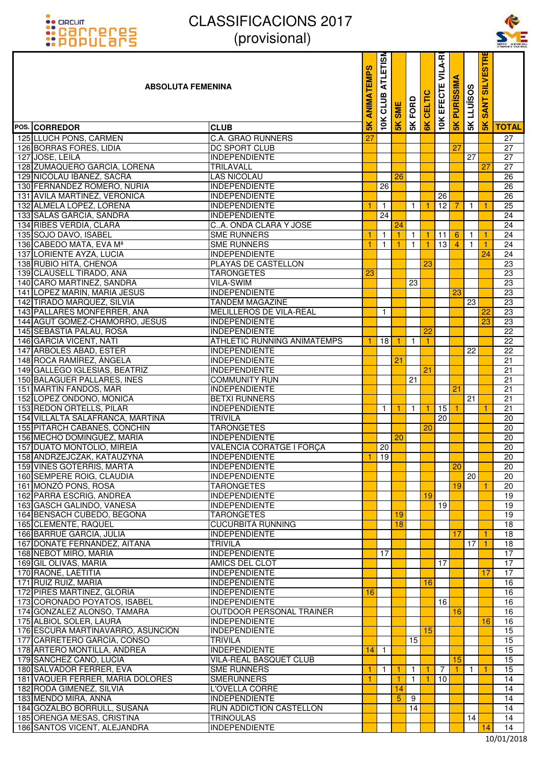# CLASSIFICACIONS 2017
## (provisional)

| POS. | CORREDOR | CLUB | 5K ANIMATEMPS | 10K CLUB ATLETISM | 5K SME | 5K FORD | 6K CELTIC | 10K EFECTE VILA-RE | 5K PURÍSSIMA | 5K LLUÏSOS | 5K SANT SILVESTRE | TOTAL |
|---|---|---|---|---|---|---|---|---|---|---|---|---|
| **ABSOLUTA FEMENINA** | | | | | | | | | | | | |
| 125 | LLUCH PONS, CARMEN | C.A. GRAO RUNNERS | 27 | | | | | | | | | 27 |
| 126 | BORRAS FORES, LIDIA | DC SPORT CLUB | | | | | | | 27 | | | 27 |
| 127 | JOSE, LEILA | INDEPENDIENTE | | | | | | | | 27 | | 27 |
| 128 | ZUMAQUERO GARCIA, LORENA | TRILAVALL | | | | | | | | | 27 | 27 |
| 129 | NICOLAU IBAÑEZ, SACRA | LAS NICOLAU | | | 26 | | | | | | | 26 |
| 130 | FERNANDEZ ROMERO, NURIA | INDEPENDIENTE | | 26 | | | | | | | | 26 |
| 131 | AVILA MARTINEZ, VERONICA | INDEPENDIENTE | | | | | | 26 | | | | 26 |
| 132 | ALMELA LOPEZ, LORENA | INDEPENDIENTE | 1 | 1 | | 1 | 1 | 12 | 7 | 1 | 1 | 25 |
| 133 | SALAS GARCIA, SANDRA | INDEPENDIENTE | | 24 | | | | | | | | 24 |
| 134 | RIBES VERDIA, CLARA | C..A. ONDA CLARA Y JOSE | | | 24 | | | | | | | 24 |
| 135 | SOJO DAVO, ISABEL | SME RUNNERS | 1 | 1 | 1 | 1 | 1 | 11 | 6 | 1 | 1 | 24 |
| 136 | CABEDO MATA, EVA Mª | SME RUNNERS | 1 | 1 | 1 | 1 | 1 | 13 | 4 | 1 | 1 | 24 |
| 137 | LORIENTE AYZA, LUCIA | INDEPENDIENTE | | | | | | | | | 24 | 24 |
| 138 | RUBIO HITA, CHENOA | PLAYAS DE CASTELLON | | | | | 23 | | | | | 23 |
| 139 | CLAUSELL TIRADO, ANA | TARONGETES | 23 | | | | | | | | | 23 |
| 140 | CARO MARTINEZ, SANDRA | VILA-SWIM | | | | 23 | | | | | | 23 |
| 141 | LOPEZ MARIN, MARIA JESUS | INDEPENDIENTE | | | | | | | 23 | | | 23 |
| 142 | TIRADO MARQUEZ, SILVIA | TANDEM MAGAZINE | | | | | | | | 23 | | 23 |
| 143 | PALLARES MONFERRER, ANA | MELILLEROS DE VILA-REAL | | 1 | | | | | | | 22 | 23 |
| 144 | AGUT GOMEZ-CHAMORRO, JESUS | INDEPENDIENTE | | | | | | | | | 23 | 23 |
| 145 | SEBASTIA PALAU, ROSA | INDEPENDIENTE | | | | | 22 | | | | | 22 |
| 146 | GARCIA VICENT, NATI | ATHLETIC RUNNING ANIMATEMPS | 1 | 18 | 1 | 1 | 1 | | | | | 22 |
| 147 | ARBOLES ABAD, ESTER | INDEPENDIENTE | | | | | | | | 22 | | 22 |
| 148 | ROCA RAMÍREZ, ÁNGELA | INDEPENDIENTE | | | 21 | | | | | | | 21 |
| 149 | GALLEGO IGLESIAS, BEATRIZ | INDEPENDIENTE | | | | | 21 | | | | | 21 |
| 150 | BALAGUER PALLARES, INES | COMMUNITY RUN | | | | 21 | | | | | | 21 |
| 151 | MARTIN FANDOS, MAR | INDEPENDIENTE | | | | | | | 21 | | | 21 |
| 152 | LOPEZ ONDOÑO, MONICA | BETXI RUNNERS | | | | | | | | 21 | | 21 |
| 153 | REDON ORTELLS, PILAR | INDEPENDIENTE | | 1 | 1 | 1 | 1 | 15 | 1 | | 1 | 21 |
| 154 | VILLALTA SALAFRANCA, MARTINA | TRIVILA | | | | | | 20 | | | | 20 |
| 155 | PITARCH CABANES, CONCHIN | TARONGETES | | | | | 20 | | | | | 20 |
| 156 | MECHO DOMINGUEZ, MARIA | INDEPENDIENTE | | | 20 | | | | | | | 20 |
| 157 | DUATO MONTOLIO, MIREIA | VALENCIA CORATGE I FORÇA | | 20 | | | | | | | | 20 |
| 158 | ANDRZEJCZAK, KATAUZYNA | INDEPENDIENTE | 1 | 19 | | | | | | | | 20 |
| 159 | VINES GOTERRIS, MARTA | INDEPENDIENTE | | | | | | | 20 | | | 20 |
| 160 | SEMPERE ROIG, CLAUDIA | INDEPENDIENTE | | | | | | | | 20 | | 20 |
| 161 | MONZÓ PONS, ROSA | TARONGETES | | | | | | | 19 | | 1 | 20 |
| 162 | PARRA ESCRIG, ANDREA | INDEPENDIENTE | | | | | 19 | | | | | 19 |
| 163 | GASCH GALINDO, VANESA | INDEPENDIENTE | | | | | | 19 | | | | 19 |
| 164 | BENSACH CUBEDO, BEGONA | TARONGETES | | | 19 | | | | | | | 19 |
| 165 | CLEMENTE, RAQUEL | CUCURBITA RUNNING | | | 18 | | | | | | | 18 |
| 166 | BARRUE GARCIA, JULIA | INDEPENDIENTE | | | | | | | 17 | | 1 | 18 |
| 167 | DONATE FERNANDEZ, AITANA | TRIVILA | | | | | | | | 17 | 1 | 18 |
| 168 | NEBOT MIRO, MARIA | INDEPENDIENTE | | 17 | | | | | | | | 17 |
| 169 | GIL OLIVAS, MARIA | AMICS DEL CLOT | | | | | | 17 | | | | 17 |
| 170 | RAONE, LAETITIA | INDEPENDIENTE | | | | | | | | | 17 | 17 |
| 171 | RUIZ RUIZ, MARIA | INDEPENDIENTE | | | | | 16 | | | | | 16 |
| 172 | PIRES MARTINEZ, GLORIA | INDEPENDIENTE | 16 | | | | | | | | | 16 |
| 173 | CORONADO POYATOS, ISABEL | INDEPENDIENTE | | | | | | 16 | | | | 16 |
| 174 | GONZALEZ ALONSO, TAMARA | OUTDOOR PERSONAL TRAINER | | | | | | | 16 | | | 16 |
| 175 | ALBIOL SOLER, LAURA | INDEPENDIENTE | | | | | | | | | 16 | 16 |
| 176 | ESCURA MARTINAVARRO, ASUNCION | INDEPENDIENTE | | | | | 15 | | | | | 15 |
| 177 | CARRETERO GARCIA, CONSO | TRIVILA | | | | 15 | | | | | | 15 |
| 178 | ARTERO MONTILLA, ANDREA | INDEPENDIENTE | 14 | 1 | | | | | | | | 15 |
| 179 | SANCHEZ CANO, LUCIA | VILA-REAL BASQUET CLUB | | | | | | | 15 | | | 15 |
| 180 | SALVADOR FERRER, EVA | SME RUNNERS | 1 | 1 | 1 | 1 | 1 | 7 | 1 | 1 | 1 | 15 |
| 181 | VAQUER FERRER, MARIA DOLORES | SMERUNNERS | 1 | | 1 | 1 | 1 | 10 | | | | 14 |
| 182 | RODA GIMENEZ, SILVIA | L'OVELLA CORRE | | | 14 | | | | | | | 14 |
| 183 | MENDO MIRA, ANNA | INDEPENDIENTE | | | 5 | 9 | | | | | | 14 |
| 184 | GOZALBO BORRULL, SUSANA | RUN ADDICTION CASTELLON | | | | 14 | | | | | | 14 |
| 185 | ORENGA MESAS, CRISTINA | TRINOULAS | | | | | | | | 14 | | 14 |
| 186 | SANTOS VICENT, ALEJANDRA | INDEPENDIENTE | | | | | | | | | 14 | 14 |

10/01/2018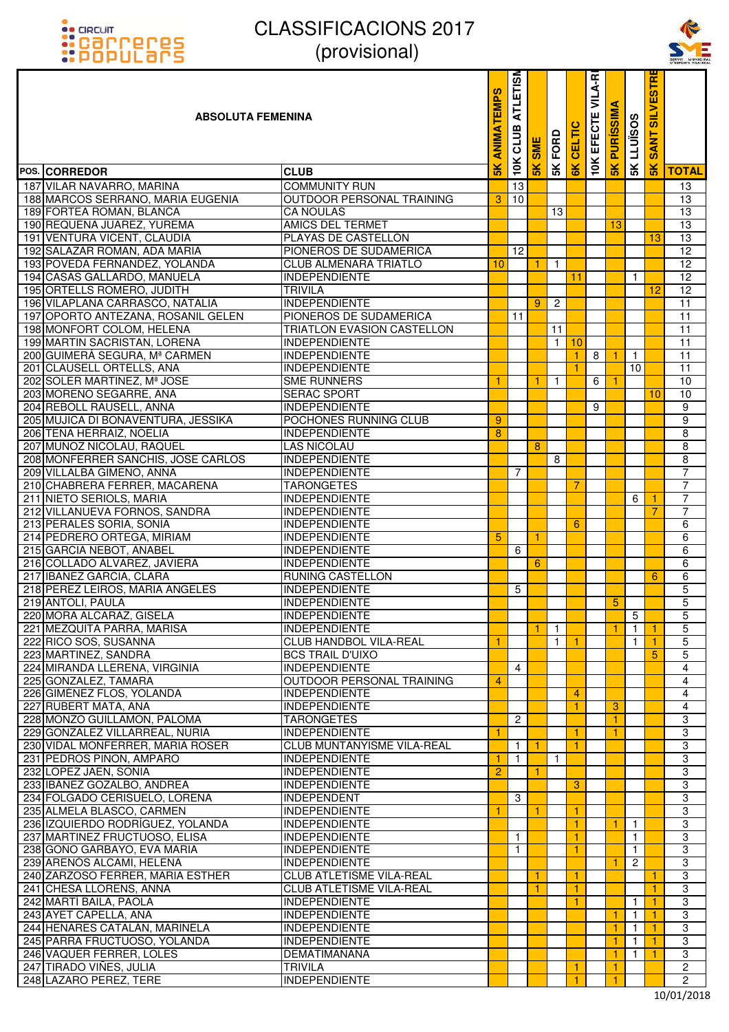# CLASSIFICACIONS 2017
## (provisional)

| POS. | ABSOLUTA FEMENINA CORREDOR | CLUB | 5K ANIMATEMPS | 10K CLUB ATLETISM | 5K SME | 5K FORD | 6K CELTIC | 10K EFECTE VILA-RI | 5K PURÍSSIMA | 5K LLUÏSOS | 5K SANT SILVESTRE | TOTAL |
|---|---|---|---|---|---|---|---|---|---|---|---|---|
| 187 | VILAR NAVARRO, MARINA | COMMUNITY RUN | | 13 | | | | | | | | 13 |
| 188 | MARCOS SERRANO, MARIA EUGENIA | OUTDOOR PERSONAL TRAINING | 3 | 10 | | | | | | | | 13 |
| 189 | FORTEA ROMAN, BLANCA | CA NOULAS | | | | 13 | | | | | | 13 |
| 190 | REQUENA JUAREZ, YUREMA | AMICS DEL TERMET | | | | | | | 13 | | | 13 |
| 191 | VENTURA VICENT, CLAUDIA | PLAYAS DE CASTELLÓN | | | | | | | | | 13 | 13 |
| 192 | SALAZAR ROMAN, ADA MARIA | PIONEROS DE SUDAMERICA | | 12 | | | | | | | | 12 |
| 193 | POVEDA FERNANDEZ, YOLANDA | CLUB ALMENARA TRIATLO | 10 | | 1 | 1 | | | | | | 12 |
| 194 | CASAS GALLARDO, MANUELA | INDEPENDIENTE | | | | | 11 | | | 1 | | 12 |
| 195 | ORTELLS ROMERO, JUDITH | TRIVILA | | | | | | | | | 12 | 12 |
| 196 | VILAPLANA CARRASCO, NATALIA | INDEPENDIENTE | | | 9 | 2 | | | | | | 11 |
| 197 | OPORTO ANTEZANA, ROSANIL GELEN | PIONEROS DE SUDAMERICA | | 11 | | | | | | | | 11 |
| 198 | MONFORT COLOM, HELENA | TRIATLON EVASION CASTELLON | | | | 11 | | | | | | 11 |
| 199 | MARTIN SACRISTAN, LORENA | INDEPENDIENTE | | | | 1 | 10 | | | | | 11 |
| 200 | GUIMERÁ SEGURA, Mª CARMEN | INDEPENDIENTE | | | | | 1 | 8 | 1 | 1 | | 11 |
| 201 | CLAUSELL ORTELLS, ANA | INDEPENDIENTE | | | | | 1 | | | 10 | | 11 |
| 202 | SOLER MARTINEZ, Mª JOSE | SME RUNNERS | 1 | | 1 | 1 | | 6 | 1 | | | 10 |
| 203 | MORENO SEGARRE, ANA | SERAC SPORT | | | | | | | | | 10 | 10 |
| 204 | REBOLL RAUSELL, ANNA | INDEPENDIENTE | | | | | | 9 | | | | 9 |
| 205 | MUJICA DI BONAVENTURA, JESSIKA | POCHONES RUNNING CLUB | 9 | | | | | | | | | 9 |
| 206 | TENA HERRAIZ, NOELIA | INDEPENDIENTE | 8 | | | | | | | | | 8 |
| 207 | MUÑOZ NICOLAU, RAQUEL | LAS NICOLAU | | | 8 | | | | | | | 8 |
| 208 | MONFERRER SANCHIS, JOSE CARLOS | INDEPENDIENTE | | | | 8 | | | | | | 8 |
| 209 | VILLALBA GIMENO, ANNA | INDEPENDIENTE | | 7 | | | | | | | | 7 |
| 210 | CHABRERA FERRER, MACARENA | TARONGETES | | | | | 7 | | | | | 7 |
| 211 | NIETO SERIOLS, MARIA | INDEPENDIENTE | | | | | | | | 6 | 1 | 7 |
| 212 | VILLANUEVA FORNOS, SANDRA | INDEPENDIENTE | | | | | | | | | 7 | 7 |
| 213 | PERALES SORIA, SONIA | INDEPENDIENTE | | | | | 6 | | | | | 6 |
| 214 | PEDRERO ORTEGA, MIRIAM | INDEPENDIENTE | 5 | | 1 | | | | | | | 6 |
| 215 | GARCIA NEBOT, ANABEL | INDEPENDIENTE | | 6 | | | | | | | | 6 |
| 216 | COLLADO ALVAREZ, JAVIERA | INDEPENDIENTE | | | 6 | | | | | | | 6 |
| 217 | IBAÑEZ GARCIA, CLARA | RUNING CASTELLON | | | | | | | | | 6 | 6 |
| 218 | PEREZ LEIROS, MARIA ANGELES | INDEPENDIENTE | | 5 | | | | | | | | 5 |
| 219 | ANTOLI, PAULA | INDEPENDIENTE | | | | | | | 5 | | | 5 |
| 220 | MORA ALCARAZ, GISELA | INDEPENDIENTE | | | | | | | | 5 | | 5 |
| 221 | MEZQUITA PARRA, MARISA | INDEPENDIENTE | | | 1 | 1 | | | 1 | 1 | 1 | 5 |
| 222 | RICO SOS, SUSANNA | CLUB HANDBOL VILA-REAL | 1 | | | 1 | 1 | | | 1 | 1 | 5 |
| 223 | MARTINEZ, SANDRA | BCS TRAIL D'UIXO | | | | | | | | | 5 | 5 |
| 224 | MIRANDA LLERENA, VIRGINIA | INDEPENDIENTE | | 4 | | | | | | | | 4 |
| 225 | GONZALEZ, TAMARA | OUTDOOR PERSONAL TRAINING | 4 | | | | | | | | | 4 |
| 226 | GIMENEZ FLOS, YOLANDA | INDEPENDIENTE | | | | | 4 | | | | | 4 |
| 227 | RUBERT MATA, ANA | INDEPENDIENTE | | | | | 1 | | 3 | | | 4 |
| 228 | MONZO GUILLAMON, PALOMA | TARONGETES | | 2 | | | | | 1 | | | 3 |
| 229 | GONZALEZ VILLARREAL, NURIA | INDEPENDIENTE | 1 | | | | 1 | | 1 | | | 3 |
| 230 | VIDAL MONFERRER, MARIA ROSER | CLUB MUNTANYISME VILA-REAL | | 1 | 1 | | 1 | | | | | 3 |
| 231 | PEDROS PIÑON, AMPARO | INDEPENDIENTE | 1 | 1 | | 1 | | | | | | 3 |
| 232 | LOPEZ JAEN, SONIA | INDEPENDIENTE | 2 | | 1 | | | | | | | 3 |
| 233 | IBAÑEZ GOZALBO, ANDREA | INDEPENDIENTE | | | | | 3 | | | | | 3 |
| 234 | FOLGADO CERISUELO, LORENA | INDEPENDENT | | 3 | | | | | | | | 3 |
| 235 | ALMELA BLASCO, CARMEN | INDEPENDIENTE | 1 | | 1 | | 1 | | | | | 3 |
| 236 | IZQUIERDO RODRIGUEZ, YOLANDA | INDEPENDIENTE | | | | | 1 | | 1 | 1 | | 3 |
| 237 | MARTINEZ FRUCTUOSO, ELISA | INDEPENDIENTE | | 1 | | | 1 | | | 1 | | 3 |
| 238 | GOÑO GARBAYO, EVA MARIA | INDEPENDIENTE | | 1 | | | 1 | | | 1 | | 3 |
| 239 | ARENOS ALCAMI, HELENA | INDEPENDIENTE | | | | | | | 1 | 2 | | 3 |
| 240 | ZARZOSO FERRER, MARIA ESTHER | CLUB ATLETISME VILA-REAL | | | 1 | | 1 | | | | 1 | 3 |
| 241 | CHESA LLORENS, ANNA | CLUB ATLETISME VILA-REAL | | | 1 | | 1 | | | | 1 | 3 |
| 242 | MARTI BAILA, PAOLA | INDEPENDIENTE | | | | | 1 | | | 1 | 1 | 3 |
| 243 | AYET CAPELLA, ANA | INDEPENDIENTE | | | | | | | 1 | 1 | 1 | 3 |
| 244 | HENARES CATALAN, MARINELA | INDEPENDIENTE | | | | | | | 1 | 1 | 1 | 3 |
| 245 | PARRA FRUCTUOSO, YOLANDA | INDEPENDIENTE | | | | | | | 1 | 1 | 1 | 3 |
| 246 | VAQUER FERRER, LOLES | DEMATIMANANA | | | | | | | 1 | 1 | 1 | 3 |
| 247 | TIRADO VIÑES, JULIA | TRIVILA | | | | | 1 | | 1 | | | 2 |
| 248 | LAZARO PEREZ, TERE | INDEPENDIENTE | | | | | 1 | | 1 | | | 2 |

10/01/2018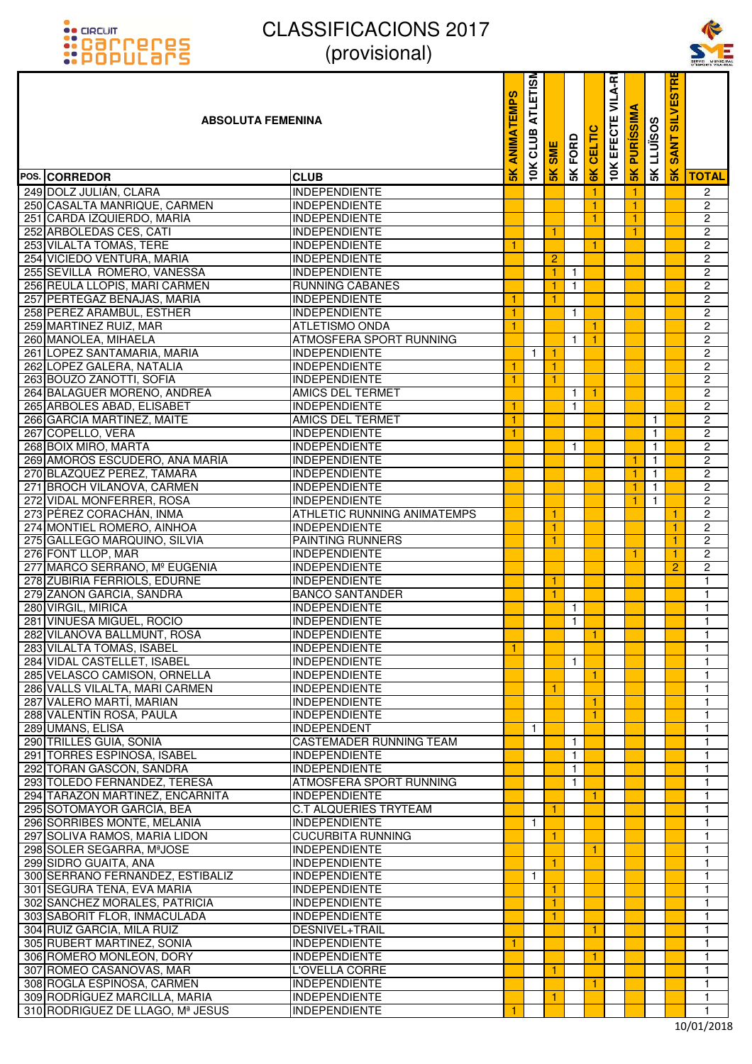# CLASSIFICACIONS 2017
## (provisional)

| POS. | CORREDOR | CLUB | 5K ANIMATEMPS | 10K CLUB ATLETISME | 5K SME | 5K FORD | 6K CELTIC | 10K EFECTE VILA-REAL | 5K PURÍSSIMA | 5K LLUÏSOS | 5K SANT SILVESTRE | TOTAL |
|---|---|---|---|---|---|---|---|---|---|---|---|---|
| 249 | DOLZ JULIÁN, CLARA | INDEPENDIENTE | | | | | 1 | | 1 | | | 2 |
| 250 | CASALTA MANRIQUE, CARMEN | INDEPENDIENTE | | | | | 1 | | 1 | | | 2 |
| 251 | CARDA IZQUIERDO, MARIA | INDEPENDIENTE | | | | | 1 | | 1 | | | 2 |
| 252 | ARBOLEDAS CES, CATI | INDEPENDIENTE | | | 1 | | | | 1 | | | 2 |
| 253 | VILALTA TOMAS, TERE | INDEPENDIENTE | 1 | | | | 1 | | | | | 2 |
| 254 | VICIEDO VENTURA, MARIA | INDEPENDIENTE | | | 2 | | | | | | | 2 |
| 255 | SEVILLA ROMERO, VANESSA | INDEPENDIENTE | | | 1 | 1 | | | | | | 2 |
| 256 | REULA LLOPIS, MARI CARMEN | RUNNING CABANES | | | 1 | 1 | | | | | | 2 |
| 257 | PERTEGAZ BENAJAS, MARIA | INDEPENDIENTE | 1 | | 1 | | | | | | | 2 |
| 258 | PEREZ ARAMBUL, ESTHER | INDEPENDIENTE | 1 | | | 1 | | | | | | 2 |
| 259 | MARTINEZ RUIZ, MAR | ATLETISMO ONDA | 1 | | | | 1 | | | | | 2 |
| 260 | MANOLEA, MIHAELA | ATMOSFERA SPORT RUNNING | | | | 1 | 1 | | | | | 2 |
| 261 | LOPEZ SANTAMARIA, MARIA | INDEPENDIENTE | | 1 | 1 | | | | | | | 2 |
| 262 | LOPEZ GALERA, NATALIA | INDEPENDIENTE | 1 | | 1 | | | | | | | 2 |
| 263 | BOUZO ZANOTTI, SOFIA | INDEPENDIENTE | 1 | | 1 | | | | | | | 2 |
| 264 | BALAGUER MORENO, ANDREA | AMICS DEL TERMET | | | | 1 | 1 | | | | | 2 |
| 265 | ARBOLES ABAD, ELISABET | INDEPENDIENTE | 1 | | | 1 | | | | | | 2 |
| 266 | GARCIA MARTINEZ, MAITE | AMICS DEL TERMET | 1 | | | | | | | 1 | | 2 |
| 267 | COPELLO, VERA | INDEPENDIENTE | 1 | | | | | | | 1 | | 2 |
| 268 | BOIX MIRO, MARTA | INDEPENDIENTE | | | | 1 | | | | 1 | | 2 |
| 269 | AMORÓS ESCUDERO, ANA MARÍA | INDEPENDIENTE | | | | | | | 1 | 1 | | 2 |
| 270 | BLAZQUEZ PEREZ, TAMARA | INDEPENDIENTE | | | | | | | 1 | 1 | | 2 |
| 271 | BROCH VILANOVA, CARMEN | INDEPENDIENTE | | | | | | | 1 | 1 | | 2 |
| 272 | VIDAL MONFERRER, ROSA | INDEPENDIENTE | | | | | | | 1 | 1 | | 2 |
| 273 | PÉREZ CORACHÁN, INMA | ATHLETIC RUNNING ANIMATEMPS | | | 1 | | | | | | 1 | 2 |
| 274 | MONTIEL ROMERO, AINHOA | INDEPENDIENTE | | | 1 | | | | | | 1 | 2 |
| 275 | GALLEGO MARQUINO, SILVIA | PAINTING RUNNERS | | | 1 | | | | | | 1 | 2 |
| 276 | FONT LLOP, MAR | INDEPENDIENTE | | | | | | | 1 | | 1 | 2 |
| 277 | MARCO SERRANO, Mª EUGENIA | INDEPENDIENTE | | | | | | | | | 2 | 2 |
| 278 | ZUBIRIA FERRIOLS, EDURNE | INDEPENDIENTE | | | 1 | | | | | | | 1 |
| 279 | ZANON GARCIA, SANDRA | BANCO SANTANDER | | | 1 | | | | | | | 1 |
| 280 | VIRGIL, MIRICA | INDEPENDIENTE | | | | 1 | | | | | | 1 |
| 281 | VINUESA MIGUEL, ROCIO | INDEPENDIENTE | | | | 1 | | | | | | 1 |
| 282 | VILANOVA BALLMUNT, ROSA | INDEPENDIENTE | | | | | 1 | | | | | 1 |
| 283 | VILALTA TOMAS, ISABEL | INDEPENDIENTE | 1 | | | | | | | | | 1 |
| 284 | VIDAL CASTELLET, ISABEL | INDEPENDIENTE | | | | 1 | | | | | | 1 |
| 285 | VELASCO CAMISON, ORNELLA | INDEPENDIENTE | | | | | 1 | | | | | 1 |
| 286 | VALLS VILALTA, MARI CARMEN | INDEPENDIENTE | | | 1 | | | | | | | 1 |
| 287 | VALERO MARTÍ, MARIAN | INDEPENDIENTE | | | | | 1 | | | | | 1 |
| 288 | VALENTIN ROSA, PAULA | INDEPENDIENTE | | | | | 1 | | | | | 1 |
| 289 | UMANS, ELISA | INDEPENDENT | | 1 | | | | | | | | 1 |
| 290 | TRILLES GUIA, SONIA | CASTEMADER RUNNING TEAM | | | | 1 | | | | | | 1 |
| 291 | TORRES ESPINOSA, ISABEL | INDEPENDIENTE | | | | 1 | | | | | | 1 |
| 292 | TORAN GASCON, SANDRA | INDEPENDIENTE | | | | 1 | | | | | | 1 |
| 293 | TOLEDO FERNANDEZ, TERESA | ATMOSFERA SPORT RUNNING | | | | 1 | | | | | | 1 |
| 294 | TARAZON MARTINEZ, ENCARNITA | INDEPENDIENTE | | | | | 1 | | | | | 1 |
| 295 | SOTOMAYOR GARCIA, BEA | C.T ALQUERIES TRYTEAM | | | 1 | | | | | | | 1 |
| 296 | SORRIBES MONTE, MELANIA | INDEPENDIENTE | | 1 | | | | | | | | 1 |
| 297 | SOLIVA RAMOS, MARIA LIDON | CUCURBITA RUNNING | | | 1 | | | | | | | 1 |
| 298 | SOLER SEGARRA, MªJOSE | INDEPENDIENTE | | | | | 1 | | | | | 1 |
| 299 | SIDRO GUAITA, ANA | INDEPENDIENTE | | | 1 | | | | | | | 1 |
| 300 | SERRANO FERNANDEZ, ESTIBALIZ | INDEPENDIENTE | | 1 | | | | | | | | 1 |
| 301 | SEGURA TENA, EVA MARIA | INDEPENDIENTE | | | 1 | | | | | | | 1 |
| 302 | SANCHEZ MORALES, PATRICIA | INDEPENDIENTE | | | 1 | | | | | | | 1 |
| 303 | SABORIT FLOR, INMACULADA | INDEPENDIENTE | | | 1 | | | | | | | 1 |
| 304 | RUIZ GARCIA, MILA RUIZ | DESNIVEL+TRAIL | | | | | 1 | | | | | 1 |
| 305 | RUBERT MARTINEZ, SONIA | INDEPENDIENTE | 1 | | | | | | | | | 1 |
| 306 | ROMERO MONLEON, DORY | INDEPENDIENTE | | | | | 1 | | | | | 1 |
| 307 | ROMEO CASANOVAS, MAR | L'OVELLA CORRE | | | 1 | | | | | | | 1 |
| 308 | ROGLA ESPINOSA, CARMEN | INDEPENDIENTE | | | | | 1 | | | | | 1 |
| 309 | RODRÍGUEZ MARCILLA, MARIA | INDEPENDIENTE | | | 1 | | | | | | | 1 |
| 310 | RODRIGUEZ DE LLAGO, Mª JESUS | INDEPENDIENTE | 1 | | | | | | | | | 1 |

10/01/2018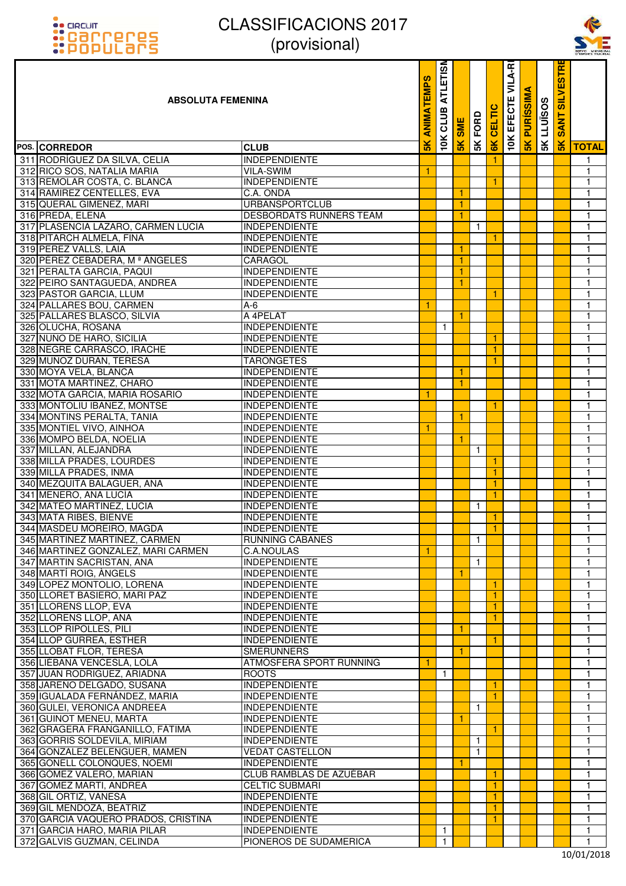# CLASSIFICACIONS 2017
## (provisional)

| ABSOLUTA FEMENINA | | | | | | | | | | | | |
|---|---|---|---|---|---|---|---|---|---|---|---|---|
| POS. | CORREDOR | CLUB | 5K ANIMATEMPS | 10K CLUB ATLETISME | 5K SME | 5K FORD | 6K CELTIC | 10K EFECTE VILA-REAL | 5K PURÍSSIMA | 5K LLUÏSOS | 5K SANT SILVESTRE | TOTAL |
| 311 | RODRÍGUEZ DA SILVA, CELIA | INDEPENDIENTE | | | | | 1 | | | | | 1 |
| 312 | RICO SOS, NATALIA MARIA | VILA-SWIM | 1 | | | | | | | | | 1 |
| 313 | REMOLAR COSTA, C. BLANCA | INDEPENDIENTE | | | | | 1 | | | | | 1 |
| 314 | RAMIREZ CENTELLES, EVA | C.A. ONDA | | | 1 | | | | | | | 1 |
| 315 | QUERAL GIMENEZ, MARI | URBANSPORTCLUB | | | 1 | | | | | | | 1 |
| 316 | PREDA, ELENA | DESBORDATS RUNNERS TEAM | | | 1 | | | | | | | 1 |
| 317 | PLASENCIA LAZARO, CARMEN LUCIA | INDEPENDIENTE | | | | 1 | | | | | | 1 |
| 318 | PITARCH ALMELA, FINA | INDEPENDIENTE | | | | | 1 | | | | | 1 |
| 319 | PEREZ VALLS, LAIA | INDEPENDIENTE | | | 1 | | | | | | | 1 |
| 320 | PÉREZ CEBADERA, M ª ÁNGELES | CARAGOL | | | 1 | | | | | | | 1 |
| 321 | PERALTA GARCIA, PAQUI | INDEPENDIENTE | | | 1 | | | | | | | 1 |
| 322 | PEIRO SANTAGUEDA, ANDREA | INDEPENDIENTE | | | 1 | | | | | | | 1 |
| 323 | PASTOR GARCIA, LLUM | INDEPENDIENTE | | | | | 1 | | | | | 1 |
| 324 | PALLARES BOU, CARMEN | A-6 | 1 | | | | | | | | | 1 |
| 325 | PALLARES BLASCO, SILVIA | A 4PELAT | | | 1 | | | | | | | 1 |
| 326 | OLUCHA, ROSANA | INDEPENDIENTE | | 1 | | | | | | | | 1 |
| 327 | NUÑO DE HARO, SICILIA | INDEPENDIENTE | | | | | 1 | | | | | 1 |
| 328 | NEGRE CARRASCO, IRACHE | INDEPENDIENTE | | | | | 1 | | | | | 1 |
| 329 | MUÑOZ DURAN, TERESA | TARONGETES | | | | | 1 | | | | | 1 |
| 330 | MOYA VELA, BLANCA | INDEPENDIENTE | | | 1 | | | | | | | 1 |
| 331 | MOTA MARTINEZ, CHARO | INDEPENDIENTE | | | 1 | | | | | | | 1 |
| 332 | MOTA GARCIA, MARIA ROSARIO | INDEPENDIENTE | 1 | | | | | | | | | 1 |
| 333 | MONTOLIU IBAÑEZ, MONTSE | INDEPENDIENTE | | | | | 1 | | | | | 1 |
| 334 | MONTINS PERALTA, TANIA | INDEPENDIENTE | | | 1 | | | | | | | 1 |
| 335 | MONTIEL VIVO, AINHOA | INDEPENDIENTE | 1 | | | | | | | | | 1 |
| 336 | MOMPO BELDA, NOELIA | INDEPENDIENTE | | | 1 | | | | | | | 1 |
| 337 | MILLAN, ALEJANDRA | INDEPENDIENTE | | | | 1 | | | | | | 1 |
| 338 | MILLA PRADES, LOURDES | INDEPENDIENTE | | | | | 1 | | | | | 1 |
| 339 | MILLA PRADES, INMA | INDEPENDIENTE | | | | | 1 | | | | | 1 |
| 340 | MEZQUITA BALAGUER, ANA | INDEPENDIENTE | | | | | 1 | | | | | 1 |
| 341 | MENERO, ANA LUCIA | INDEPENDIENTE | | | | | 1 | | | | | 1 |
| 342 | MATEO MARTINEZ, LUCIA | INDEPENDIENTE | | | | 1 | | | | | | 1 |
| 343 | MATA RIBES, BIENVE | INDEPENDIENTE | | | | | 1 | | | | | 1 |
| 344 | MASDEU MOREIRO, MAGDA | INDEPENDIENTE | | | | | 1 | | | | | 1 |
| 345 | MARTINEZ MARTINEZ, CARMEN | RUNNING CABANES | | | | 1 | | | | | | 1 |
| 346 | MARTINEZ GONZALEZ, MARI CARMEN | C.A.NOULAS | 1 | | | | | | | | | 1 |
| 347 | MARTIN SACRISTAN, ANA | INDEPENDIENTE | | | | 1 | | | | | | 1 |
| 348 | MARTÍ ROIG, ÀNGELS | INDEPENDIENTE | | | 1 | | | | | | | 1 |
| 349 | LOPEZ MONTOLIO, LORENA | INDEPENDIENTE | | | | | 1 | | | | | 1 |
| 350 | LLORET BASIERO, MARI PAZ | INDEPENDIENTE | | | | | 1 | | | | | 1 |
| 351 | LLORENS LLOP, EVA | INDEPENDIENTE | | | | | 1 | | | | | 1 |
| 352 | LLORENS LLOP, ANA | INDEPENDIENTE | | | | | 1 | | | | | 1 |
| 353 | LLOP RIPOLLES, PILI | INDEPENDIENTE | | | 1 | | | | | | | 1 |
| 354 | LLOP GURREA, ESTHER | INDEPENDIENTE | | | | | 1 | | | | | 1 |
| 355 | LLOBAT FLOR, TERESA | SMERUNNERS | | | 1 | | | | | | | 1 |
| 356 | LIÉBANA VENCESLÁ, LOLA | ATMOSFERA SPORT RUNNING | 1 | | | | | | | | | 1 |
| 357 | JUAN RODRIGUEZ, ARIADNA | ROOTS | | 1 | | | | | | | | 1 |
| 358 | JAREÑO DELGADO, SUSANA | INDEPENDIENTE | | | | | 1 | | | | | 1 |
| 359 | IGUALADA FERNÁNDEZ, MARIA | INDEPENDIENTE | | | | | 1 | | | | | 1 |
| 360 | GULEI, VERONICA ANDREEA | INDEPENDIENTE | | | | 1 | | | | | | 1 |
| 361 | GUINOT MENEU, MARTA | INDEPENDIENTE | | | 1 | | | | | | | 1 |
| 362 | GRAGERA FRANGANILLO, FÁTIMA | INDEPENDIENTE | | | | | 1 | | | | | 1 |
| 363 | GORRIS SOLDEVILA, MIRIAM | INDEPENDIENTE | | | | 1 | | | | | | 1 |
| 364 | GONZALEZ BELENGUER, MAMEN | VEDAT CASTELLON | | | | 1 | | | | | | 1 |
| 365 | GONELL COLONQUES, NOEMI | INDEPENDIENTE | | | 1 | | | | | | | 1 |
| 366 | GÓMEZ VALERO, MARIAN | CLUB RAMBLAS DE AZUÉBAR | | | | | 1 | | | | | 1 |
| 367 | GOMEZ MARTI, ANDREA | CELTIC SUBMARI | | | | | 1 | | | | | 1 |
| 368 | GIL ORTIZ, VANESA | INDEPENDIENTE | | | | | 1 | | | | | 1 |
| 369 | GIL MENDOZA, BEATRIZ | INDEPENDIENTE | | | | | 1 | | | | | 1 |
| 370 | GARCIA VAQUERO PRADOS, CRISTINA | INDEPENDIENTE | | | | | 1 | | | | | 1 |
| 371 | GARCIA HARO, MARIA PILAR | INDEPENDIENTE | | 1 | | | | | | | | 1 |
| 372 | GALVIS GUZMAN, CELINDA | PIONEROS DE SUDAMERICA | | 1 | | | | | | | | 1 |

10/01/2018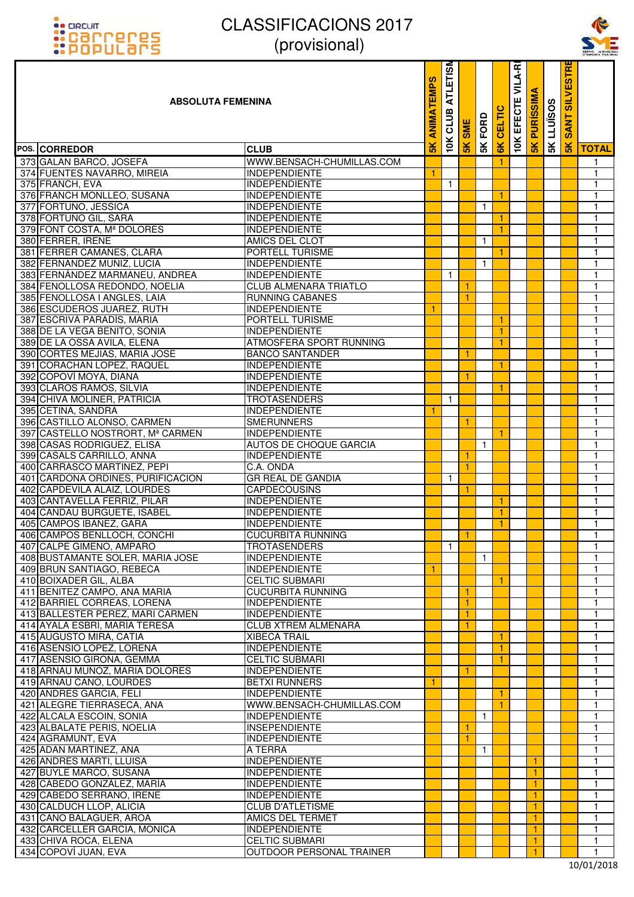# CLASSIFICACIONS 2017
## (provisional)

| POS. | ABSOLUTA FEMENINA CORREDOR | CLUB | 5K ANIMATEMPS | 10K CLUB ATLETISM | 5K SME | 5K FORD | 6K CELTIC | 10K EFECTE VILA-RE | 5K PURÍSSIMA | 5K LLUÏSOS | 5K SANT SILVESTRE | TOTAL |
|---|---|---|---|---|---|---|---|---|---|---|---|---|
| 373 | GALAN BARCO, JOSEFA | WWW.BENSACH-CHUMILLAS.COM | | | | | 1 | | | | | 1 |
| 374 | FUENTES NAVARRO, MIREIA | INDEPENDIENTE | 1 | | | | | | | | | 1 |
| 375 | FRANCH, EVA | INDEPENDIENTE | | 1 | | | | | | | | 1 |
| 376 | FRANCH MONLLEO, SUSANA | INDEPENDIENTE | | | | | 1 | | | | | 1 |
| 377 | FORTUÑO, JESSICA | INDEPENDIENTE | | | | 1 | | | | | | 1 |
| 378 | FORTUÑO GIL, SARA | INDEPENDIENTE | | | | | 1 | | | | | 1 |
| 379 | FONT COSTA, Mª DOLORES | INDEPENDIENTE | | | | | 1 | | | | | 1 |
| 380 | FERRER, IRENE | AMICS DEL CLOT | | | | 1 | | | | | | 1 |
| 381 | FERRER CAMAÑES, CLARA | PORTELL TURISME | | | | | 1 | | | | | 1 |
| 382 | FERNANDEZ MUÑIZ, LUCIA | INDEPENDIENTE | | | | 1 | | | | | | 1 |
| 383 | FERNÁNDEZ MARMANEU, ANDREA | INDEPENDIENTE | | 1 | | | | | | | | 1 |
| 384 | FENOLLOSA REDONDO, NOELIA | CLUB ALMENARA TRIATLO | | | 1 | | | | | | | 1 |
| 385 | FENOLLOSA I ANGLES, LAIA | RUNNING CABANES | | | 1 | | | | | | | 1 |
| 386 | ESCUDEROS JUAREZ, RUTH | INDEPENDIENTE | 1 | | | | | | | | | 1 |
| 387 | ESCRIVA PARADIS, MARIA | PORTELL TURISME | | | | | 1 | | | | | 1 |
| 388 | DE LA VEGA BENITO, SONIA | INDEPENDIENTE | | | | | 1 | | | | | 1 |
| 389 | DE LA OSSA AVILA, ELENA | ATMOSFERA SPORT RUNNING | | | | | 1 | | | | | 1 |
| 390 | CORTES MEJIAS, MARIA JOSE | BANCO SANTANDER | | | 1 | | | | | | | 1 |
| 391 | CORACHAN LOPEZ, RAQUEL | INDEPENDIENTE | | | | | 1 | | | | | 1 |
| 392 | COPOVÍ MOYA, DIANA | INDEPENDIENTE | | | 1 | | | | | | | 1 |
| 393 | CLAROS RAMOS, SILVIA | INDEPENDIENTE | | | | | 1 | | | | | 1 |
| 394 | CHIVA MOLINER, PATRICIA | TROTASENDERS | | 1 | | | | | | | | 1 |
| 395 | CETINA, SANDRA | INDEPENDIENTE | 1 | | | | | | | | | 1 |
| 396 | CASTILLO ALONSO, CARMEN | SMERUNNERS | | | 1 | | | | | | | 1 |
| 397 | CASTELLO NOSTRORT, Mª CARMEN | INDEPENDIENTE | | | | | 1 | | | | | 1 |
| 398 | CASAS RODRIGUEZ, ELISA | AUTOS DE CHOQUE GARCIA | | | | 1 | | | | | | 1 |
| 399 | CASALS CARRILLO, ANNA | INDEPENDIENTE | | | 1 | | | | | | | 1 |
| 400 | CARRASCO MARTINEZ, PEPI | C.A. ONDA | | | 1 | | | | | | | 1 |
| 401 | CARDONA ORDINES, PURIFICACION | GR REAL DE GANDIA | | 1 | | | | | | | | 1 |
| 402 | CAPDEVILA ALAIZ, LOURDES | CAPDECOUSINS | | | 1 | | | | | | | 1 |
| 403 | CANTAVELLA FERRIZ, PILAR | INDEPENDIENTE | | | | | 1 | | | | | 1 |
| 404 | CANDAU BURGUETE, ISABEL | INDEPENDIENTE | | | | | 1 | | | | | 1 |
| 405 | CAMPOS IBAÑEZ, GARA | INDEPENDIENTE | | | | | 1 | | | | | 1 |
| 406 | CAMPOS BENLLOCH, CONCHI | CUCURBITA RUNNING | | | 1 | | | | | | | 1 |
| 407 | CALPE GIMENO, AMPARO | TROTASENDERS | | 1 | | | | | | | | 1 |
| 408 | BUSTAMANTE SOLER, MARIA JOSE | INDEPENDIENTE | | | | 1 | | | | | | 1 |
| 409 | BRUN SANTIAGO, REBECA | INDEPENDIENTE | 1 | | | | | | | | | 1 |
| 410 | BOIXADER GIL, ALBA | CELTIC SUBMARI | | | | | 1 | | | | | 1 |
| 411 | BENITEZ CAMPO, ANA MARIA | CUCURBITA RUNNING | | | 1 | | | | | | | 1 |
| 412 | BARRIEL CORREAS, LORENA | INDEPENDIENTE | | | 1 | | | | | | | 1 |
| 413 | BALLESTER PÉREZ, MARI CARMEN | INDEPENDIENTE | | | 1 | | | | | | | 1 |
| 414 | AYALA ESBRÍ, MARÍA TERESA | CLUB XTREM ALMENARA | | | 1 | | | | | | | 1 |
| 415 | AUGUSTO MIRA, CATIA | XIBECA TRAIL | | | | | 1 | | | | | 1 |
| 416 | ASENSIO LOPEZ, LORENA | INDEPENDIENTE | | | | | 1 | | | | | 1 |
| 417 | ASENSIO GIRONA, GEMMA | CELTIC SUBMARI | | | | | 1 | | | | | 1 |
| 418 | ARNAU MUÑOZ, MARIA DOLORES | INDEPENDIENTE | | | 1 | | | | | | | 1 |
| 419 | ARNAU CANO, LOURDES | BETXI RUNNERS | 1 | | | | | | | | | 1 |
| 420 | ANDRES GARCIA, FELI | INDEPENDIENTE | | | | | 1 | | | | | 1 |
| 421 | ALEGRE TIERRASECA, ANA | WWW.BENSACH-CHUMILLAS.COM | | | | | 1 | | | | | 1 |
| 422 | ALCALA ESCOIN, SONIA | INDEPENDIENTE | | | | 1 | | | | | | 1 |
| 423 | ALBALATE PERIS, NOELIA | INSEPENDIENTE | | | 1 | | | | | | | 1 |
| 424 | AGRAMUNT, EVA | INDEPENDIENTE | | | 1 | | | | | | | 1 |
| 425 | ADAN MARTINEZ, ANA | A TERRA | | | | 1 | | | | | | 1 |
| 426 | ANDRES MARTI, LLUISA | INDEPENDIENTE | | | | | | | 1 | | | 1 |
| 427 | BUYLE MARCO, SUSANA | INDEPENDIENTE | | | | | | | 1 | | | 1 |
| 428 | CABEDO GONZÁLEZ, MARIA | INDEPENDIENTE | | | | | | | 1 | | | 1 |
| 429 | CABEDO SERRANO, IRENE | INDEPENDIENTE | | | | | | | 1 | | | 1 |
| 430 | CALDUCH LLOP, ALICIA | CLUB D'ATLETISME | | | | | | | 1 | | | 1 |
| 431 | CANO BALAGUER, AROA | AMICS DEL TERMET | | | | | | | 1 | | | 1 |
| 432 | CARCELLER GARCIA, MONICA | INDEPENDIENTE | | | | | | | 1 | | | 1 |
| 433 | CHIVA ROCA, ELENA | CELTIC SUBMARI | | | | | | | 1 | | | 1 |
| 434 | COPOVÍ JUAN, EVA | OUTDOOR PERSONAL TRAINER | | | | | | | 1 | | | 1 |

10/01/2018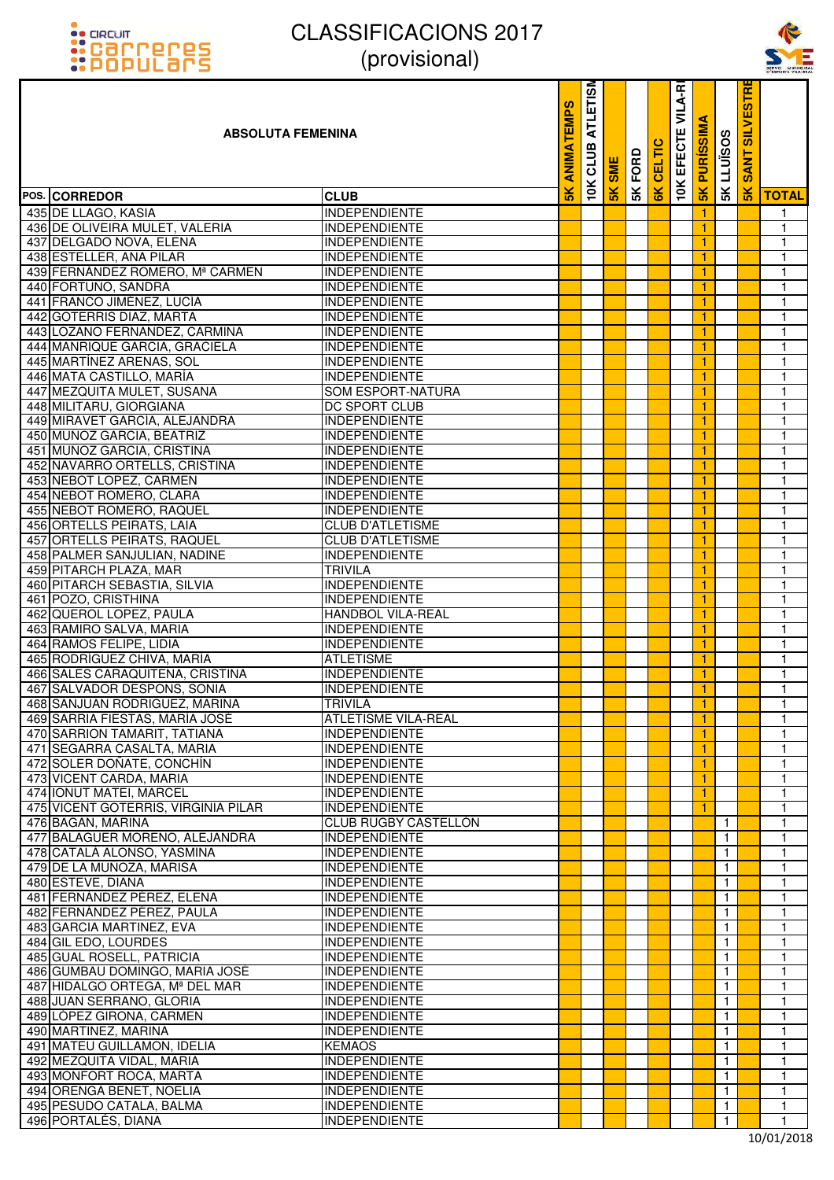# CLASSIFICACIONS 2017
## (provisional)

| POS. | ABSOLUTA FEMENINA CORREDOR | CLUB | 5K ANIMATEMPS | 10K CLUB ATLETISM | 5K SME | 5K FORD | 6K CELTIC | 10K EFECTE VILA-RE | 5K PURÍSSIMA | 5K LLÜISOS | 5K SANT SILVESTRE | TOTAL |
|---|---|---|---|---|---|---|---|---|---|---|---|---|
| 435 | DE LLAGO, KASIA | INDEPENDIENTE | | | | | | | 1 | | | 1 |
| 436 | DE OLIVEIRA MULET, VALERIA | INDEPENDIENTE | | | | | | | 1 | | | 1 |
| 437 | DELGADO NOVA, ELENA | INDEPENDIENTE | | | | | | | 1 | | | 1 |
| 438 | ESTELLER, ANA PILAR | INDEPENDIENTE | | | | | | | 1 | | | 1 |
| 439 | FERNÁNDEZ ROMERO, Mª CARMEN | INDEPENDIENTE | | | | | | | 1 | | | 1 |
| 440 | FORTUÑO, SANDRA | INDEPENDIENTE | | | | | | | 1 | | | 1 |
| 441 | FRANCO JIMÉNEZ, LUCÍA | INDEPENDIENTE | | | | | | | 1 | | | 1 |
| 442 | GOTERRIS DÍAZ, MARTA | INDEPENDIENTE | | | | | | | 1 | | | 1 |
| 443 | LOZANO FERNÁNDEZ, CARMINA | INDEPENDIENTE | | | | | | | 1 | | | 1 |
| 444 | MANRIQUE GARCÍA, GRACIELA | INDEPENDIENTE | | | | | | | 1 | | | 1 |
| 445 | MARTÍNEZ ARENAS, SOL | INDEPENDIENTE | | | | | | | 1 | | | 1 |
| 446 | MATA CASTILLO, MARÍA | INDEPENDIENTE | | | | | | | 1 | | | 1 |
| 447 | MEZQUITA MULET, SUSANA | SOM ESPORT-NATURA | | | | | | | 1 | | | 1 |
| 448 | MILITARU, GIORGIANA | DC SPORT CLUB | | | | | | | 1 | | | 1 |
| 449 | MIRAVET GARCÍA, ALEJANDRA | INDEPENDIENTE | | | | | | | 1 | | | 1 |
| 450 | MUÑOZ GARCIA, BEATRIZ | INDEPENDIENTE | | | | | | | 1 | | | 1 |
| 451 | MUÑOZ GARCIA, CRISTINA | INDEPENDIENTE | | | | | | | 1 | | | 1 |
| 452 | NAVARRO ORTELLS, CRISTINA | INDEPENDIENTE | | | | | | | 1 | | | 1 |
| 453 | NEBOT LÓPEZ, CARMEN | INDEPENDIENTE | | | | | | | 1 | | | 1 |
| 454 | NEBOT ROMERO, CLARA | INDEPENDIENTE | | | | | | | 1 | | | 1 |
| 455 | NEBOT ROMERO, RAQUEL | INDEPENDIENTE | | | | | | | 1 | | | 1 |
| 456 | ORTELLS PEIRATS, LAIA | CLUB D'ATLETISME | | | | | | | 1 | | | 1 |
| 457 | ORTELLS PEIRATS, RAQUEL | CLUB D'ATLETISME | | | | | | | 1 | | | 1 |
| 458 | PALMER SANJULIAN, NADINE | INDEPENDIENTE | | | | | | | 1 | | | 1 |
| 459 | PITARCH PLAZA, MAR | TRIVILA | | | | | | | 1 | | | 1 |
| 460 | PITARCH SEBASTIA, SILVIA | INDEPENDIENTE | | | | | | | 1 | | | 1 |
| 461 | POZO, CRISTHINA | INDEPENDIENTE | | | | | | | 1 | | | 1 |
| 462 | QUEROL LÓPEZ, PAULA | HANDBOL VILA-REAL | | | | | | | 1 | | | 1 |
| 463 | RAMIRO SALVA, MARIA | INDEPENDIENTE | | | | | | | 1 | | | 1 |
| 464 | RAMOS FELIPE, LIDIA | INDEPENDIENTE | | | | | | | 1 | | | 1 |
| 465 | RODRÍGUEZ CHIVA, MARÍA | ATLETISME | | | | | | | 1 | | | 1 |
| 466 | SALES CARAQUITENA, CRISTINA | INDEPENDIENTE | | | | | | | 1 | | | 1 |
| 467 | SALVADOR DESPONS, SONIA | INDEPENDIENTE | | | | | | | 1 | | | 1 |
| 468 | SANJUAN RODRÍGUEZ, MARINA | TRIVILA | | | | | | | 1 | | | 1 |
| 469 | SARRIA FIESTAS, MARÍA JOSÉ | ATLETISME VILA-REAL | | | | | | | 1 | | | 1 |
| 470 | SARRION TAMARIT, TATIANA | INDEPENDIENTE | | | | | | | 1 | | | 1 |
| 471 | SEGARRA CASALTA, MARIA | INDEPENDIENTE | | | | | | | 1 | | | 1 |
| 472 | SOLER DOÑATE, CONCHÍN | INDEPENDIENTE | | | | | | | 1 | | | 1 |
| 473 | VICENT CARDA, MARIA | INDEPENDIENTE | | | | | | | 1 | | | 1 |
| 474 | IONUT MATEI, MARCEL | INDEPENDIENTE | | | | | | | 1 | | | 1 |
| 475 | VICENT GOTERRIS, VIRGINIA PILAR | INDEPENDIENTE | | | | | | | 1 | | | 1 |
| 476 | BAGÁN, MARINA | CLUB RUGBY CASTELLÓN | | | | | | | | 1 | | 1 |
| 477 | BALAGUER MORENO, ALEJANDRA | INDEPENDIENTE | | | | | | | | 1 | | 1 |
| 478 | CATALÁ ALONSO, YASMINA | INDEPENDIENTE | | | | | | | | 1 | | 1 |
| 479 | DE LA MUÑOZA, MARISA | INDEPENDIENTE | | | | | | | | 1 | | 1 |
| 480 | ESTEVE, DIANA | INDEPENDIENTE | | | | | | | | 1 | | 1 |
| 481 | FERNÁNDEZ PÉREZ, ELENA | INDEPENDIENTE | | | | | | | | 1 | | 1 |
| 482 | FERNÁNDEZ PÉREZ, PAULA | INDEPENDIENTE | | | | | | | | 1 | | 1 |
| 483 | GARCÍA MARTÍNEZ, EVA | INDEPENDIENTE | | | | | | | | 1 | | 1 |
| 484 | GIL EDO, LOURDES | INDEPENDIENTE | | | | | | | | 1 | | 1 |
| 485 | GUAL ROSELL, PATRICIA | INDEPENDIENTE | | | | | | | | 1 | | 1 |
| 486 | GUMBAU DOMINGO, MARÍA JOSÉ | INDEPENDIENTE | | | | | | | | 1 | | 1 |
| 487 | HIDALGO ORTEGA, Mª DEL MAR | INDEPENDIENTE | | | | | | | | 1 | | 1 |
| 488 | JUAN SERRANO, GLORIA | INDEPENDIENTE | | | | | | | | 1 | | 1 |
| 489 | LÓPEZ GIRONA, CARMEN | INDEPENDIENTE | | | | | | | | 1 | | 1 |
| 490 | MARTÍNEZ, MARINA | INDEPENDIENTE | | | | | | | | 1 | | 1 |
| 491 | MATEU GUILLAMÓN, IDELIA | KEMAOS | | | | | | | | 1 | | 1 |
| 492 | MEZQUITA VIDAL, MARÍA | INDEPENDIENTE | | | | | | | | 1 | | 1 |
| 493 | MONFORT ROCA, MARTA | INDEPENDIENTE | | | | | | | | 1 | | 1 |
| 494 | ORENGA BENET, NOELIA | INDEPENDIENTE | | | | | | | | 1 | | 1 |
| 495 | PESUDO CATALÁ, BALMA | INDEPENDIENTE | | | | | | | | 1 | | 1 |
| 496 | PORTALÉS, DIANA | INDEPENDIENTE | | | | | | | | 1 | | 1 |

10/01/2018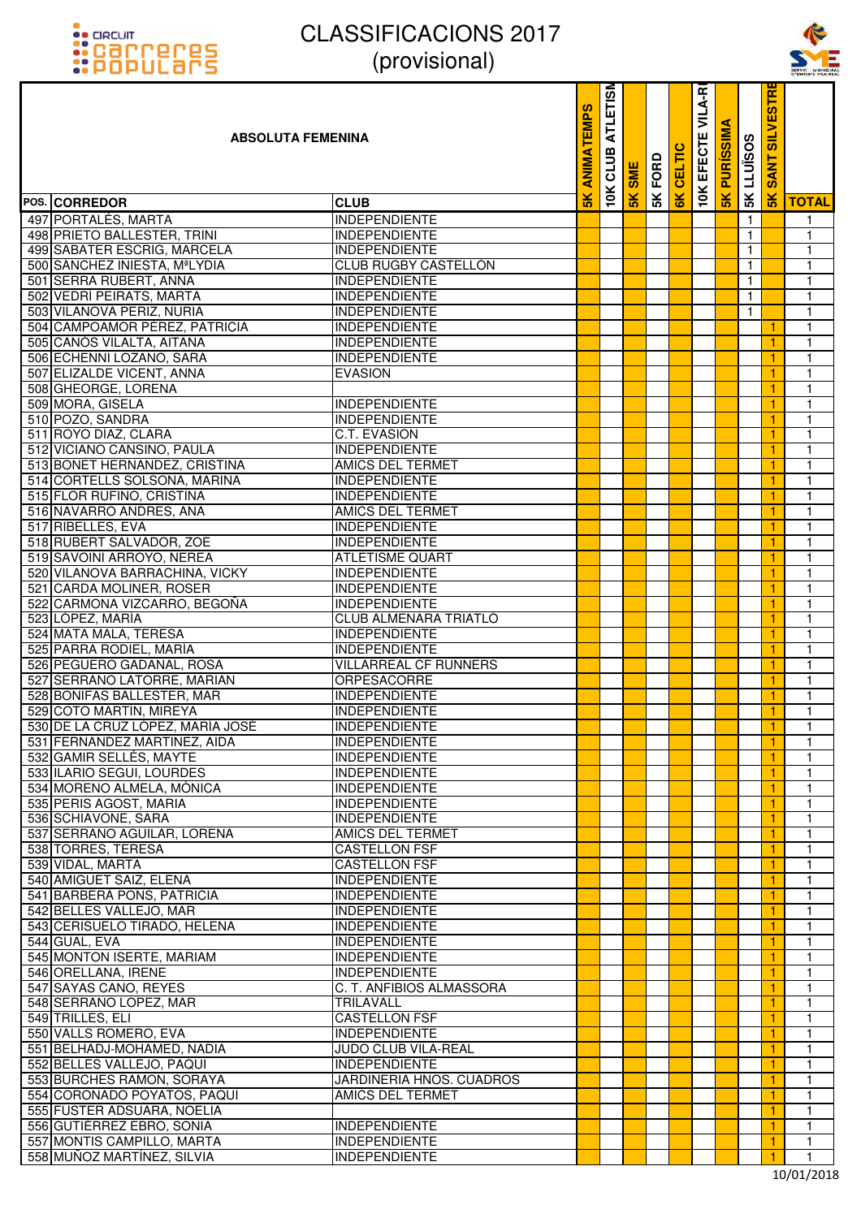# CLASSIFICACIONS 2017
(provisional)

| POS. | CORREDOR | CLUB | 5K ANIMATEMPS | 10K CLUB ATLETISM | 5K SME | 5K FORD | 6K CELTIC | 10K EFECTE VILA-RE | 5K PURÍSSIMA | 5K LLUÏSOS | 5K SANT SILVESTRE | TOTAL |
|---|---|---|---|---|---|---|---|---|---|---|---|---|
| **ABSOLUTA FEMENINA** | | | | | | | | | | | | |
| 497 | PORTALÉS, MARTA | INDEPENDIENTE | | | | | | | | 1 | | 1 |
| 498 | PRIETO BALLESTER, TRINI | INDEPENDIENTE | | | | | | | | 1 | | 1 |
| 499 | SABATER ESCRIG, MARCELA | INDEPENDIENTE | | | | | | | | 1 | | 1 |
| 500 | SÁNCHEZ INIESTA, MªLYDIA | CLUB RUGBY CASTELLÓN | | | | | | | | 1 | | 1 |
| 501 | SERRA RUBERT, ANNA | INDEPENDIENTE | | | | | | | | 1 | | 1 |
| 502 | VEDRI PEIRATS, MARTA | INDEPENDIENTE | | | | | | | | 1 | | 1 |
| 503 | VILANOVA PERIZ, NURIA | INDEPENDIENTE | | | | | | | | 1 | | 1 |
| 504 | CAMPOAMOR PÉREZ, PATRICIA | INDEPENDIENTE | | | | | | | | | 1 | 1 |
| 505 | CANÓS VILALTA, AITANA | INDEPENDIENTE | | | | | | | | | 1 | 1 |
| 506 | ECHENNI LOZANO, SARA | INDEPENDIENTE | | | | | | | | | 1 | 1 |
| 507 | ELIZALDE VICENT, ANNA | EVASION | | | | | | | | | 1 | 1 |
| 508 | GHEORGE, LORENA | | | | | | | | | | 1 | 1 |
| 509 | MORA, GISELA | INDEPENDIENTE | | | | | | | | | 1 | 1 |
| 510 | POZO, SANDRA | INDEPENDIENTE | | | | | | | | | 1 | 1 |
| 511 | ROYO DÍAZ, CLARA | C.T. EVASION | | | | | | | | | 1 | 1 |
| 512 | VICIANO CANSINO, PAULA | INDEPENDIENTE | | | | | | | | | 1 | 1 |
| 513 | BONET HERNANDEZ, CRISTINA | AMICS DEL TERMET | | | | | | | | | 1 | 1 |
| 514 | CORTELLS SOLSONA, MARINA | INDEPENDIENTE | | | | | | | | | 1 | 1 |
| 515 | FLOR RUFINO, CRISTINA | INDEPENDIENTE | | | | | | | | | 1 | 1 |
| 516 | NAVARRO ANDRES, ANA | AMICS DEL TERMET | | | | | | | | | 1 | 1 |
| 517 | RIBELLES, EVA | INDEPENDIENTE | | | | | | | | | 1 | 1 |
| 518 | RUBERT SALVADOR, ZOE | INDEPENDIENTE | | | | | | | | | 1 | 1 |
| 519 | SAVOINI ARROYO, NEREA | ATLETISME QUART | | | | | | | | | 1 | 1 |
| 520 | VILANOVA BARRACHINA, VICKY | INDEPENDIENTE | | | | | | | | | 1 | 1 |
| 521 | CARDA MOLINER, ROSER | INDEPENDIENTE | | | | | | | | | 1 | 1 |
| 522 | CARMONA VIZCARRO, BEGOÑA | INDEPENDIENTE | | | | | | | | | 1 | 1 |
| 523 | LÓPEZ, MARÍA | CLUB ALMENARA TRIATLÓ | | | | | | | | | 1 | 1 |
| 524 | MATA MALA, TERESA | INDEPENDIENTE | | | | | | | | | 1 | 1 |
| 525 | PARRA RODIEL, MARIA | INDEPENDIENTE | | | | | | | | | 1 | 1 |
| 526 | PEGUERO GADANAL, ROSA | VILLARREAL CF RUNNERS | | | | | | | | | 1 | 1 |
| 527 | SERRANO LATORRE, MARIAN | ORPESACORRE | | | | | | | | | 1 | 1 |
| 528 | BONIFAS BALLESTER, MAR | INDEPENDIENTE | | | | | | | | | 1 | 1 |
| 529 | COTO MARTÍN, MIREYA | INDEPENDIENTE | | | | | | | | | 1 | 1 |
| 530 | DE LA CRUZ LÓPEZ, MARÍA JOSÉ | INDEPENDIENTE | | | | | | | | | 1 | 1 |
| 531 | FERNÁNDEZ MARTÍNEZ, AIDA | INDEPENDIENTE | | | | | | | | | 1 | 1 |
| 532 | GAMIR SELLÉS, MAYTE | INDEPENDIENTE | | | | | | | | | 1 | 1 |
| 533 | ILARIO SEGUI, LOURDES | INDEPENDIENTE | | | | | | | | | 1 | 1 |
| 534 | MORENO ALMELA, MÓNICA | INDEPENDIENTE | | | | | | | | | 1 | 1 |
| 535 | PERIS AGOST, MARIA | INDEPENDIENTE | | | | | | | | | 1 | 1 |
| 536 | SCHIAVONE, SARA | INDEPENDIENTE | | | | | | | | | 1 | 1 |
| 537 | SERRANO AGUILAR, LORENA | AMICS DEL TERMET | | | | | | | | | 1 | 1 |
| 538 | TORRES, TERESA | CASTELLON FSF | | | | | | | | | 1 | 1 |
| 539 | VIDAL, MARTA | CASTELLON FSF | | | | | | | | | 1 | 1 |
| 540 | AMIGUET SAIZ, ELENA | INDEPENDIENTE | | | | | | | | | 1 | 1 |
| 541 | BARBERÁ PONS, PATRICIA | INDEPENDIENTE | | | | | | | | | 1 | 1 |
| 542 | BELLES VALLEJO, MAR | INDEPENDIENTE | | | | | | | | | 1 | 1 |
| 543 | CERISUELO TIRADO, HELENA | INDEPENDIENTE | | | | | | | | | 1 | 1 |
| 544 | GUAL, EVA | INDEPENDIENTE | | | | | | | | | 1 | 1 |
| 545 | MONTON ISERTE, MARIAM | INDEPENDIENTE | | | | | | | | | 1 | 1 |
| 546 | ORELLANA, IRENE | INDEPENDIENTE | | | | | | | | | 1 | 1 |
| 547 | SAYAS CANO, REYES | C. T. ANFIBIOS ALMASSORA | | | | | | | | | 1 | 1 |
| 548 | SERRANO LOPEZ, MAR | TRILAVALL | | | | | | | | | 1 | 1 |
| 549 | TRILLES, ELI | CASTELLON FSF | | | | | | | | | 1 | 1 |
| 550 | VALLS ROMERO, EVA | INDEPENDIENTE | | | | | | | | | 1 | 1 |
| 551 | BELHADJ-MOHAMED, NADIA | JUDO CLUB VILA-REAL | | | | | | | | | 1 | 1 |
| 552 | BELLES VALLEJO, PAQUI | INDEPENDIENTE | | | | | | | | | 1 | 1 |
| 553 | BURCHES RAMON, SORAYA | JARDINERIA HNOS. CUADROS | | | | | | | | | 1 | 1 |
| 554 | CORONADO POYATOS, PAQUI | AMICS DEL TERMET | | | | | | | | | 1 | 1 |
| 555 | FUSTER ADSUARA, NOELIA | | | | | | | | | | 1 | 1 |
| 556 | GUTIÉRREZ EBRO, SONIA | INDEPENDIENTE | | | | | | | | | 1 | 1 |
| 557 | MONTIS CAMPILLO, MARTA | INDEPENDIENTE | | | | | | | | | 1 | 1 |
| 558 | MUÑOZ MARTÍNEZ, SILVIA | INDEPENDIENTE | | | | | | | | | 1 | 1 |

10/01/2018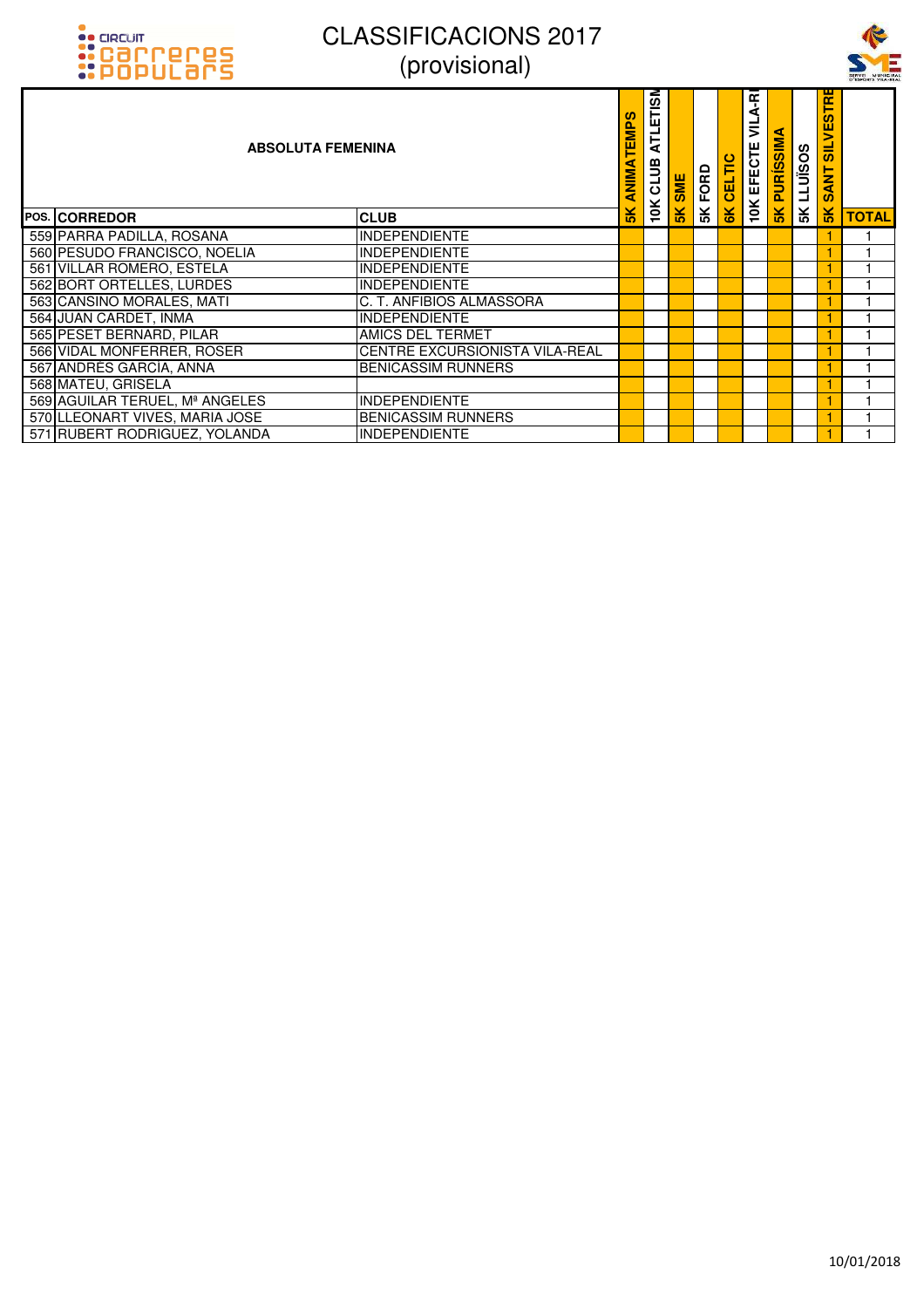# CLASSIFICACIONS 2017
## (provisional)

| | | | | | | | | | | | | |
|---|---|---|---|---|---|---|---|---|---|---|---|---|
| **ABSOLUTA FEMENINA** | | | **5K ANIMATEMPS** | **10K CLUB ATLETISM** | **5K SME** | **5K FORD** | **6K CELTIC** | **10K EFECTE VILA-RE** | **5K PURÍSSIMA** | **5K LLUÏSOS** | **5K SANT SILVESTRE** | **TOTAL** |
| **POS.** | **CORREDOR** | **CLUB** | | | | | | | | | | |
| 559 | PARRA PADILLA, ROSANA | INDEPENDIENTE | | | | | | | | | 1 | 1 |
| 560 | PESUDO FRANCISCO, NOELIA | INDEPENDIENTE | | | | | | | | | 1 | 1 |
| 561 | VILLAR ROMERO, ESTELA | INDEPENDIENTE | | | | | | | | | 1 | 1 |
| 562 | BORT ORTELLES, LURDES | INDEPENDIENTE | | | | | | | | | 1 | 1 |
| 563 | CANSINO MORALES, MATI | C. T. ANFIBIOS ALMASSORA | | | | | | | | | 1 | 1 |
| 564 | JUAN CARDET, INMA | INDEPENDIENTE | | | | | | | | | 1 | 1 |
| 565 | PESET BERNARD, PILAR | AMICS DEL TERMET | | | | | | | | | 1 | 1 |
| 566 | VIDAL MONFERRER, ROSER | CENTRE EXCURSIONISTA VILA-REAL | | | | | | | | | 1 | 1 |
| 567 | ANDRES GARCIA, ANNA | BENICASSIM RUNNERS | | | | | | | | | 1 | 1 |
| 568 | MATEU, GRISELA | | | | | | | | | | 1 | 1 |
| 569 | AGUILAR TERUEL, Mª ANGELES | INDEPENDIENTE | | | | | | | | | 1 | 1 |
| 570 | LLEONART VIVES, MARIA JOSE | BENICASSIM RUNNERS | | | | | | | | | 1 | 1 |
| 571 | RUBERT RODRIGUEZ, YOLANDA | INDEPENDIENTE | | | | | | | | | 1 | 1 |

10/01/2018